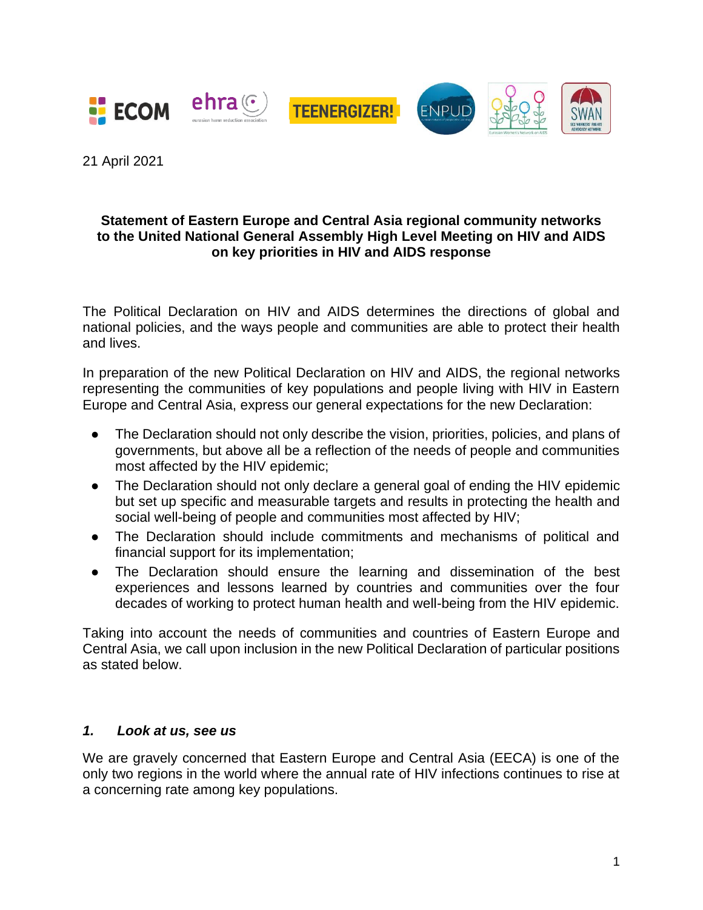21 April 2021

**Statement of Eastern Europe and Central Asia regional community networks to the United National General Assembly High Level Meeting on HIV and AIDS on key priorities in HIV and AIDS response**

The Political Declaration on HIV and AIDS determines the directions of global and national policies, and the ways people and communities are able to protect their health and lives.

In preparation of the new Political Declaration on HIV and AIDS, the regional networks representing the communities of key populations and people living with HIV in Eastern Europe and Central Asia, express our general expectations for the new Declaration:

- The Declaration should not only describe the vision, priorities, policies, and plans of governments, but above all be a reflection of the needs of people and communities most affected by the HIV epidemic;
- The Declaration should not only declare a general goal of ending the HIV epidemic but set up specific and measurable targets and results in protecting the health and social well-being of people and communities most affected by HIV;
- The Declaration should include commitments and mechanisms of political and financial support for its implementation;
- The Declaration should ensure the learning and dissemination of the best experiences and lessons learned by countries and communities over the four decades of working to protect human health and well-being from the HIV epidemic.

Taking into account the needs of communities and countries of Eastern Europe and Central Asia, we call upon inclusion in the new Political Declaration of particular positions as stated below.

### *1. Look at us, see us*

We are gravely concerned that Eastern Europe and Central Asia (EECA) is one of the only two regions in the world where the annual rate of HIV infections continues to rise at a concerning rate among key populations.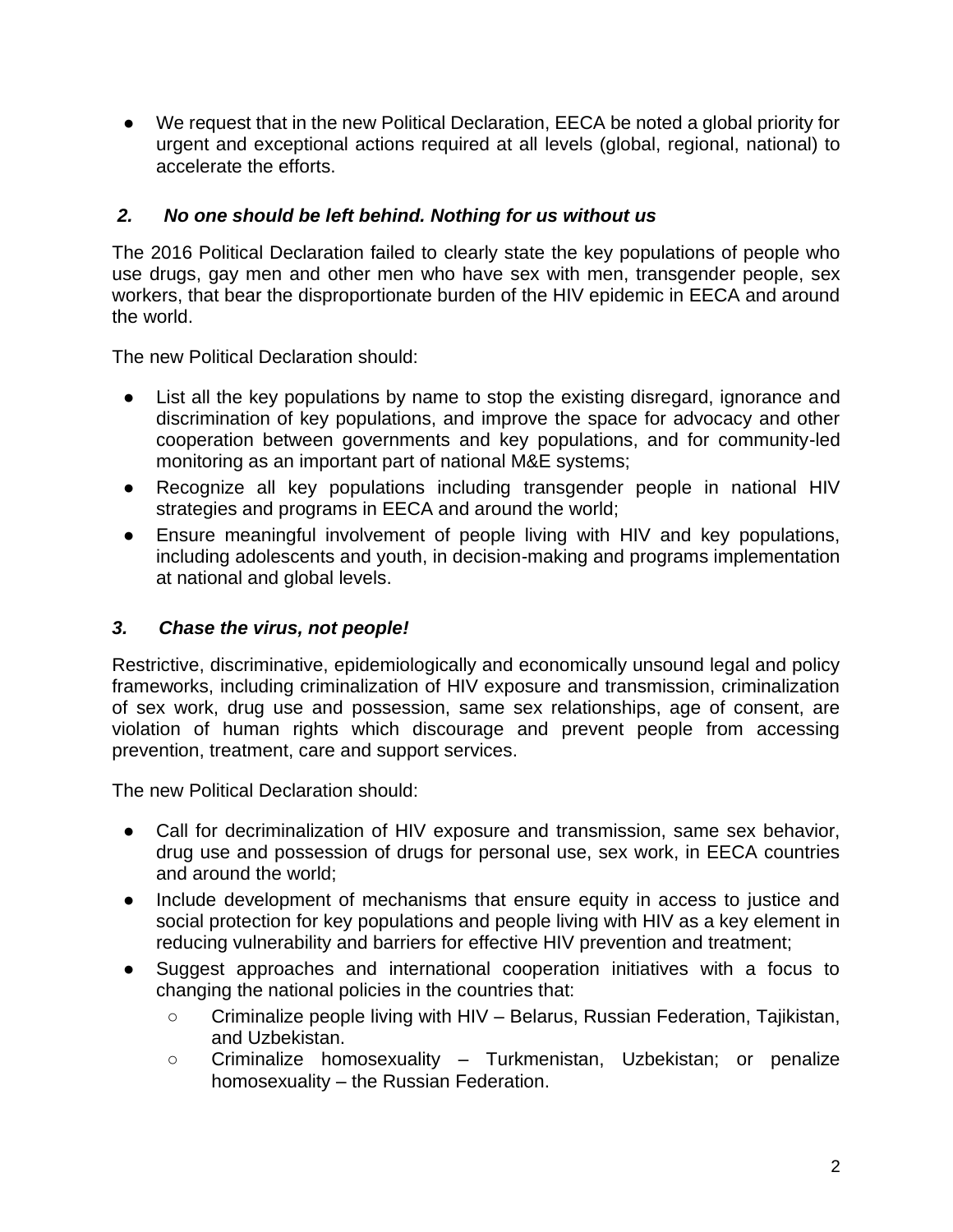- We request that in the new Political Declaration, EECA be noted a global priority for urgent and exceptional actions required at all levels (global, regional, national) to accelerate the efforts.

### *2. No one should be left behind. Nothing for us without us*

The 2016 Political Declaration failed to clearly state the key populations of people who use drugs, gay men and other men who have sex with men, transgender people, sex workers, that bear the disproportionate burden of the HIV epidemic in EECA and around the world.

The new Political Declaration should:

- List all the key populations by name to stop the existing disregard, ignorance and discrimination of key populations, and improve the space for advocacy and other cooperation between governments and key populations, and for community-led monitoring as an important part of national M&E systems;
- Recognize all key populations including transgender people in national HIV strategies and programs in EECA and around the world;
- Ensure meaningful involvement of people living with HIV and key populations, including adolescents and youth, in decision-making and programs implementation at national and global levels.

### *3. Chase the virus, not people!*

Restrictive, discriminative, epidemiologically and economically unsound legal and policy frameworks, including criminalization of HIV exposure and transmission, criminalization of sex work, drug use and possession, same sex relationships, age of consent, are violation of human rights which discourage and prevent people from accessing prevention, treatment, care and support services.

The new Political Declaration should:

- Call for decriminalization of HIV exposure and transmission, same sex behavior, drug use and possession of drugs for personal use, sex work, in EECA countries and around the world;
- Include development of mechanisms that ensure equity in access to justice and social protection for key populations and people living with HIV as a key element in reducing vulnerability and barriers for effective HIV prevention and treatment;
- Suggest approaches and international cooperation initiatives with a focus to changing the national policies in the countries that:
  - Criminalize people living with HIV – Belarus, Russian Federation, Tajikistan, and Uzbekistan.
  - Criminalize homosexuality – Turkmenistan, Uzbekistan; or penalize homosexuality – the Russian Federation.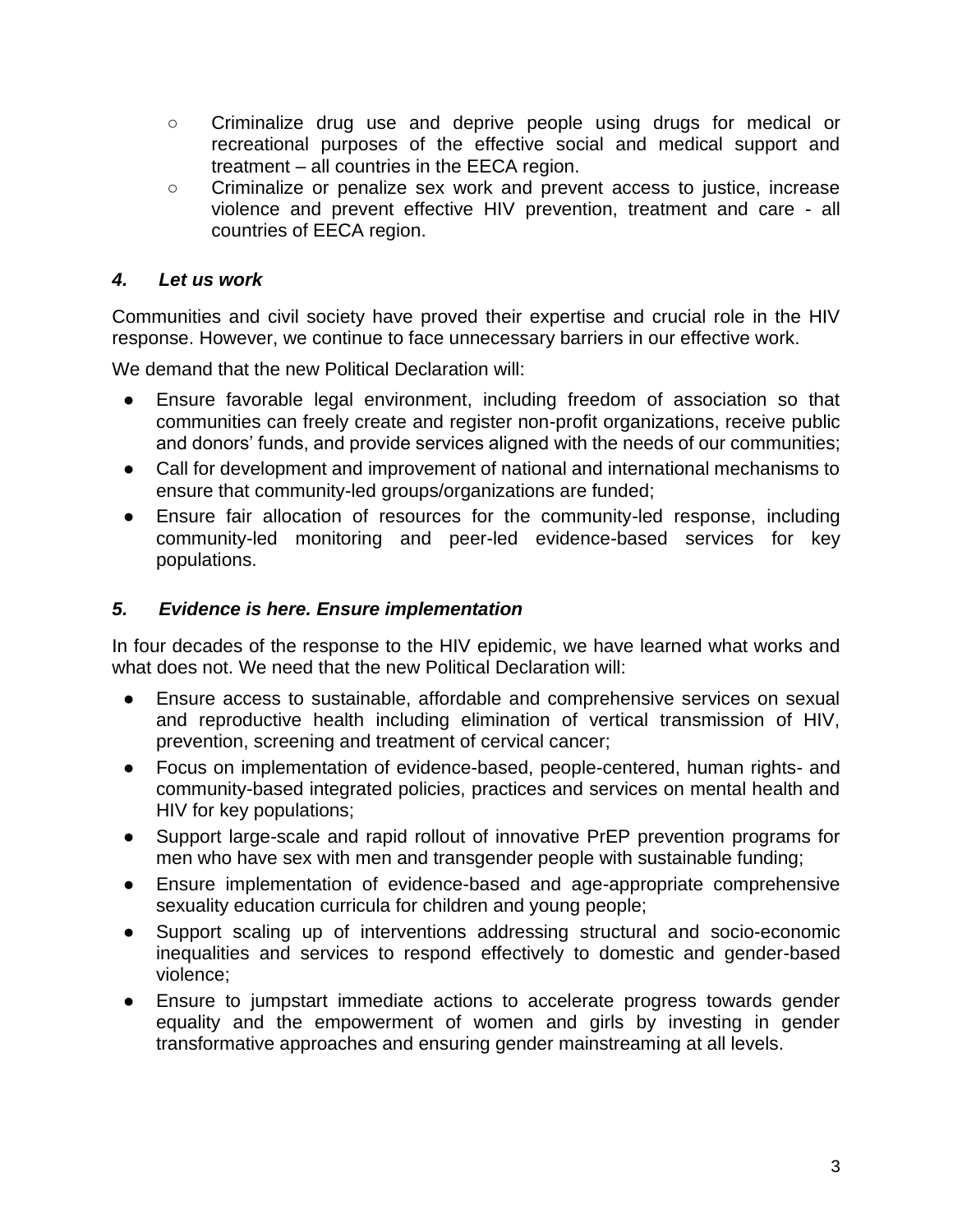- Criminalize drug use and deprive people using drugs for medical or recreational purposes of the effective social and medical support and treatment – all countries in the EECA region.
   - Criminalize or penalize sex work and prevent access to justice, increase violence and prevent effective HIV prevention, treatment and care - all countries of EECA region.

### *4. Let us work*

Communities and civil society have proved their expertise and crucial role in the HIV response. However, we continue to face unnecessary barriers in our effective work.

We demand that the new Political Declaration will:

- Ensure favorable legal environment, including freedom of association so that communities can freely create and register non-profit organizations, receive public and donors' funds, and provide services aligned with the needs of our communities;
- Call for development and improvement of national and international mechanisms to ensure that community-led groups/organizations are funded;
- Ensure fair allocation of resources for the community-led response, including community-led monitoring and peer-led evidence-based services for key populations.

### *5. Evidence is here. Ensure implementation*

In four decades of the response to the HIV epidemic, we have learned what works and what does not. We need that the new Political Declaration will:

- Ensure access to sustainable, affordable and comprehensive services on sexual and reproductive health including elimination of vertical transmission of HIV, prevention, screening and treatment of cervical cancer;
- Focus on implementation of evidence-based, people-centered, human rights- and community-based integrated policies, practices and services on mental health and HIV for key populations;
- Support large-scale and rapid rollout of innovative PrEP prevention programs for men who have sex with men and transgender people with sustainable funding;
- Ensure implementation of evidence-based and age-appropriate comprehensive sexuality education curricula for children and young people;
- Support scaling up of interventions addressing structural and socio-economic inequalities and services to respond effectively to domestic and gender-based violence;
- Ensure to jumpstart immediate actions to accelerate progress towards gender equality and the empowerment of women and girls by investing in gender transformative approaches and ensuring gender mainstreaming at all levels.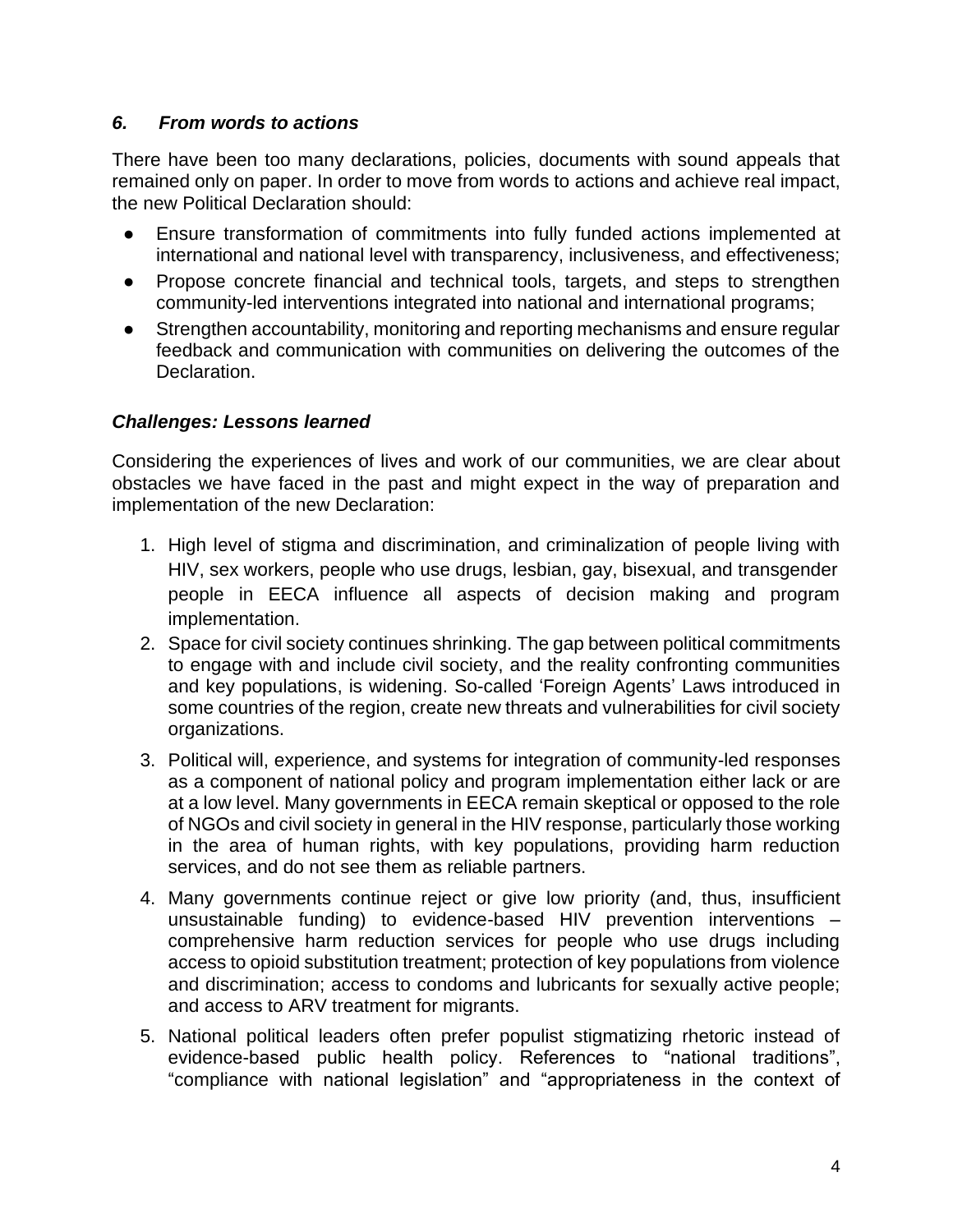### *6. From words to actions*

There have been too many declarations, policies, documents with sound appeals that remained only on paper. In order to move from words to actions and achieve real impact, the new Political Declaration should:

- Ensure transformation of commitments into fully funded actions implemented at international and national level with transparency, inclusiveness, and effectiveness;
- Propose concrete financial and technical tools, targets, and steps to strengthen community-led interventions integrated into national and international programs;
- Strengthen accountability, monitoring and reporting mechanisms and ensure regular feedback and communication with communities on delivering the outcomes of the Declaration.

### *Challenges: Lessons learned*

Considering the experiences of lives and work of our communities, we are clear about obstacles we have faced in the past and might expect in the way of preparation and implementation of the new Declaration:

1. High level of stigma and discrimination, and criminalization of people living with HIV, sex workers, people who use drugs, lesbian, gay, bisexual, and transgender people in EECA influence all aspects of decision making and program implementation.
2. Space for civil society continues shrinking. The gap between political commitments to engage with and include civil society, and the reality confronting communities and key populations, is widening. So-called 'Foreign Agents' Laws introduced in some countries of the region, create new threats and vulnerabilities for civil society organizations.
3. Political will, experience, and systems for integration of community-led responses as a component of national policy and program implementation either lack or are at a low level. Many governments in EECA remain skeptical or opposed to the role of NGOs and civil society in general in the HIV response, particularly those working in the area of human rights, with key populations, providing harm reduction services, and do not see them as reliable partners.
4. Many governments continue reject or give low priority (and, thus, insufficient unsustainable funding) to evidence-based HIV prevention interventions – comprehensive harm reduction services for people who use drugs including access to opioid substitution treatment; protection of key populations from violence and discrimination; access to condoms and lubricants for sexually active people; and access to ARV treatment for migrants.
5. National political leaders often prefer populist stigmatizing rhetoric instead of evidence-based public health policy. References to "national traditions", "compliance with national legislation" and "appropriateness in the context of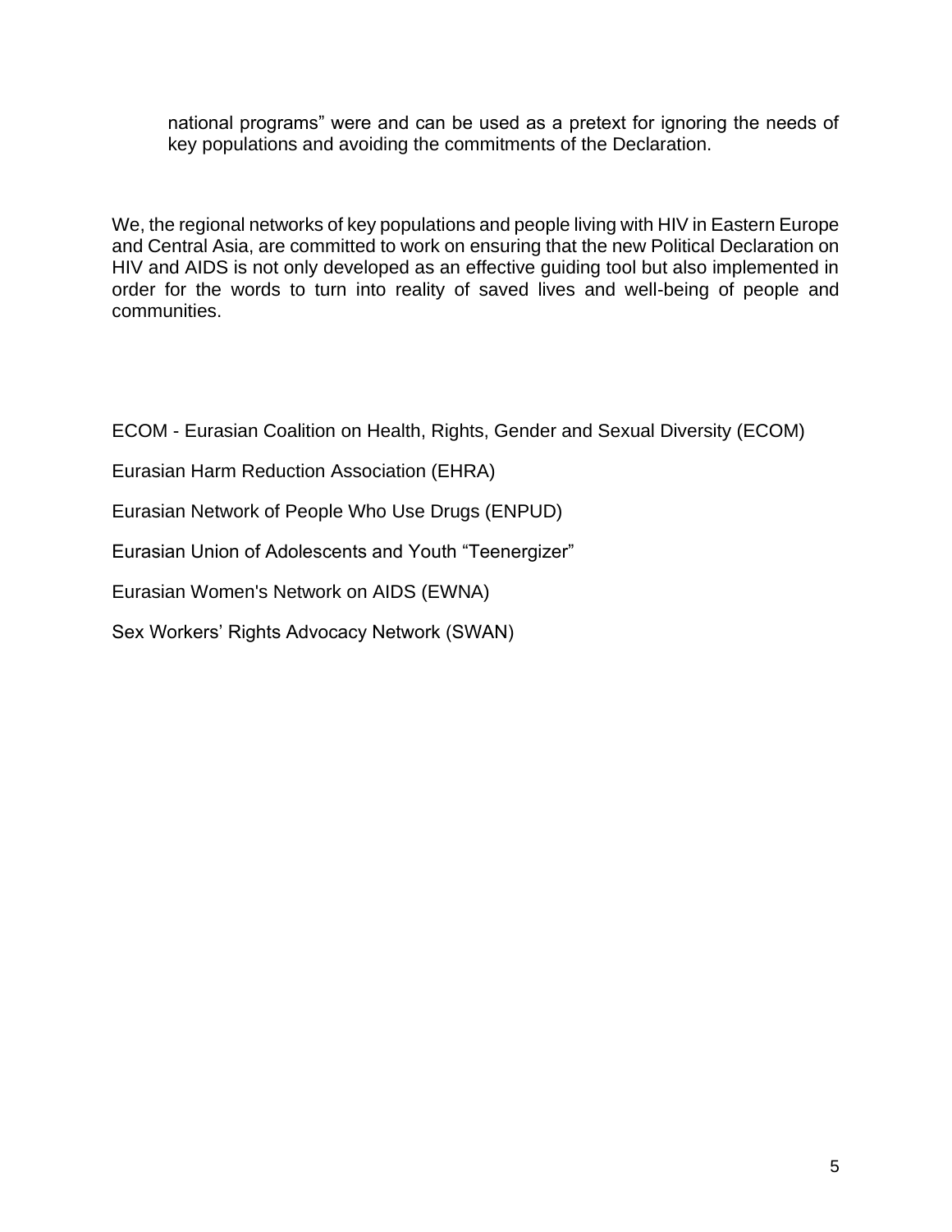national programs" were and can be used as a pretext for ignoring the needs of key populations and avoiding the commitments of the Declaration.

We, the regional networks of key populations and people living with HIV in Eastern Europe and Central Asia, are committed to work on ensuring that the new Political Declaration on HIV and AIDS is not only developed as an effective guiding tool but also implemented in order for the words to turn into reality of saved lives and well-being of people and communities.

ECOM - Eurasian Coalition on Health, Rights, Gender and Sexual Diversity (ECOM)

Eurasian Harm Reduction Association (EHRA)

Eurasian Network of People Who Use Drugs (ENPUD)

Eurasian Union of Adolescents and Youth "Teenergizer"

Eurasian Women's Network on AIDS (EWNA)

Sex Workers' Rights Advocacy Network (SWAN)